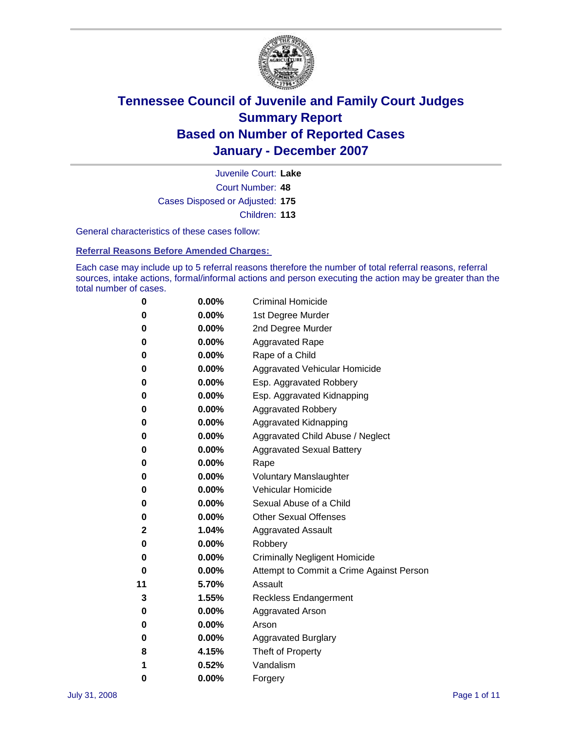# Tennessee Council of Juvenile and Family Court Judges
# Summary Report
# Based on Number of Reported Cases
# January - December 2007

Juvenile Court: **Lake**

Court Number: **48**

Cases Disposed or Adjusted: **175**

Children: **113**

General characteristics of these cases follow:

## Referral Reasons Before Amended Charges:

Each case may include up to 5 referral reasons therefore the number of total referral reasons, referral sources, intake actions, formal/informal actions and person executing the action may be greater than the total number of cases.

| | | |
|---|---|---|
| 0 | 0.00% | Criminal Homicide |
| 0 | 0.00% | 1st Degree Murder |
| 0 | 0.00% | 2nd Degree Murder |
| 0 | 0.00% | Aggravated Rape |
| 0 | 0.00% | Rape of a Child |
| 0 | 0.00% | Aggravated Vehicular Homicide |
| 0 | 0.00% | Esp. Aggravated Robbery |
| 0 | 0.00% | Esp. Aggravated Kidnapping |
| 0 | 0.00% | Aggravated Robbery |
| 0 | 0.00% | Aggravated Kidnapping |
| 0 | 0.00% | Aggravated Child Abuse / Neglect |
| 0 | 0.00% | Aggravated Sexual Battery |
| 0 | 0.00% | Rape |
| 0 | 0.00% | Voluntary Manslaughter |
| 0 | 0.00% | Vehicular Homicide |
| 0 | 0.00% | Sexual Abuse of a Child |
| 0 | 0.00% | Other Sexual Offenses |
| 2 | 1.04% | Aggravated Assault |
| 0 | 0.00% | Robbery |
| 0 | 0.00% | Criminally Negligent Homicide |
| 0 | 0.00% | Attempt to Commit a Crime Against Person |
| 11 | 5.70% | Assault |
| 3 | 1.55% | Reckless Endangerment |
| 0 | 0.00% | Aggravated Arson |
| 0 | 0.00% | Arson |
| 0 | 0.00% | Aggravated Burglary |
| 8 | 4.15% | Theft of Property |
| 1 | 0.52% | Vandalism |
| 0 | 0.00% | Forgery |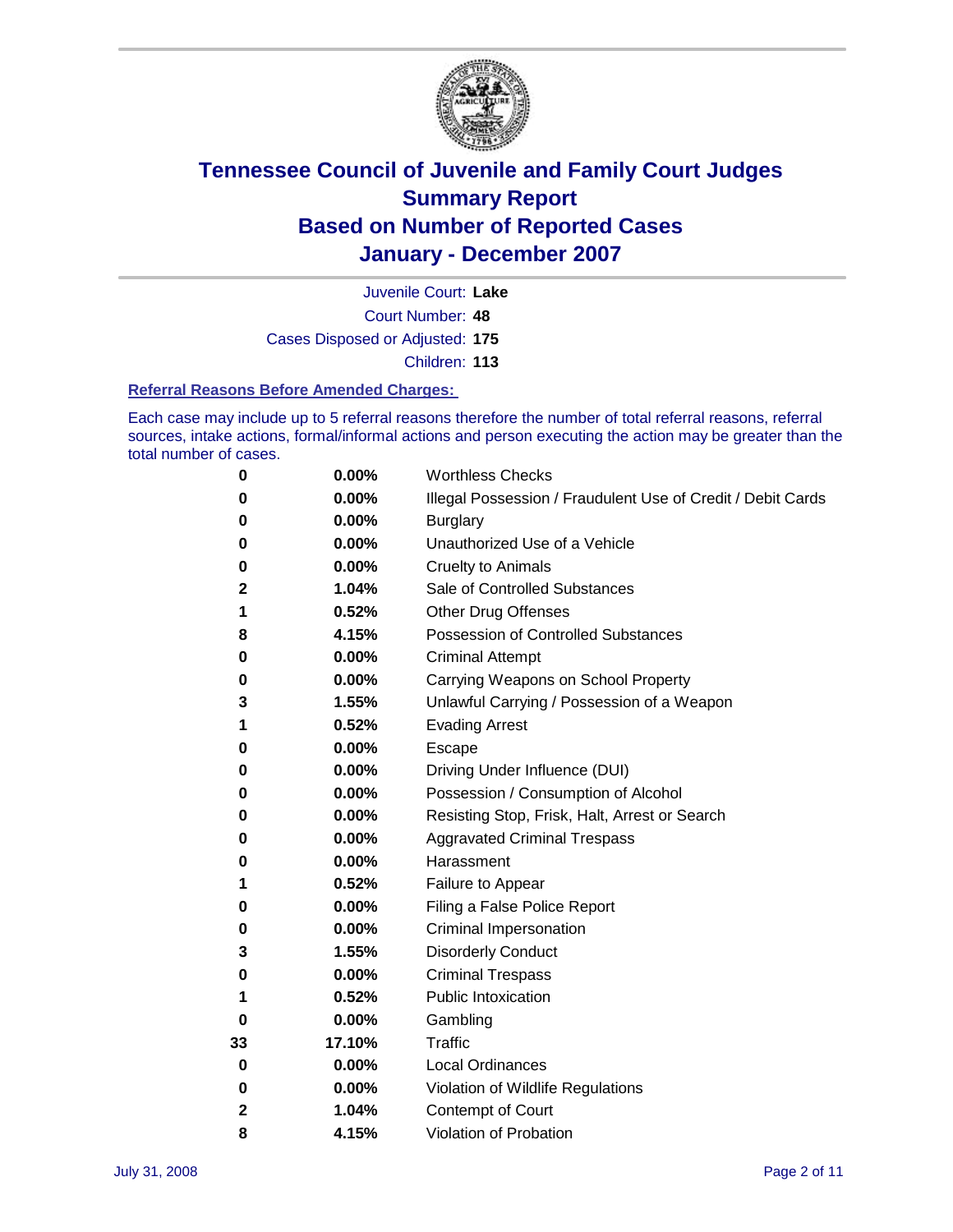# Tennessee Council of Juvenile and Family Court Judges
# Summary Report
# Based on Number of Reported Cases
# January - December 2007

Juvenile Court: **Lake**

Court Number: **48**

Cases Disposed or Adjusted: **175**

Children: **113**

### Referral Reasons Before Amended Charges:

Each case may include up to 5 referral reasons therefore the number of total referral reasons, referral sources, intake actions, formal/informal actions and person executing the action may be greater than the total number of cases.

| Count | Percent | Referral Reason |
|---|---|---|
| 0 | 0.00% | Worthless Checks |
| 0 | 0.00% | Illegal Possession / Fraudulent Use of Credit / Debit Cards |
| 0 | 0.00% | Burglary |
| 0 | 0.00% | Unauthorized Use of a Vehicle |
| 0 | 0.00% | Cruelty to Animals |
| 2 | 1.04% | Sale of Controlled Substances |
| 1 | 0.52% | Other Drug Offenses |
| 8 | 4.15% | Possession of Controlled Substances |
| 0 | 0.00% | Criminal Attempt |
| 0 | 0.00% | Carrying Weapons on School Property |
| 3 | 1.55% | Unlawful Carrying / Possession of a Weapon |
| 1 | 0.52% | Evading Arrest |
| 0 | 0.00% | Escape |
| 0 | 0.00% | Driving Under Influence (DUI) |
| 0 | 0.00% | Possession / Consumption of Alcohol |
| 0 | 0.00% | Resisting Stop, Frisk, Halt, Arrest or Search |
| 0 | 0.00% | Aggravated Criminal Trespass |
| 0 | 0.00% | Harassment |
| 1 | 0.52% | Failure to Appear |
| 0 | 0.00% | Filing a False Police Report |
| 0 | 0.00% | Criminal Impersonation |
| 3 | 1.55% | Disorderly Conduct |
| 0 | 0.00% | Criminal Trespass |
| 1 | 0.52% | Public Intoxication |
| 0 | 0.00% | Gambling |
| 33 | 17.10% | Traffic |
| 0 | 0.00% | Local Ordinances |
| 0 | 0.00% | Violation of Wildlife Regulations |
| 2 | 1.04% | Contempt of Court |
| 8 | 4.15% | Violation of Probation |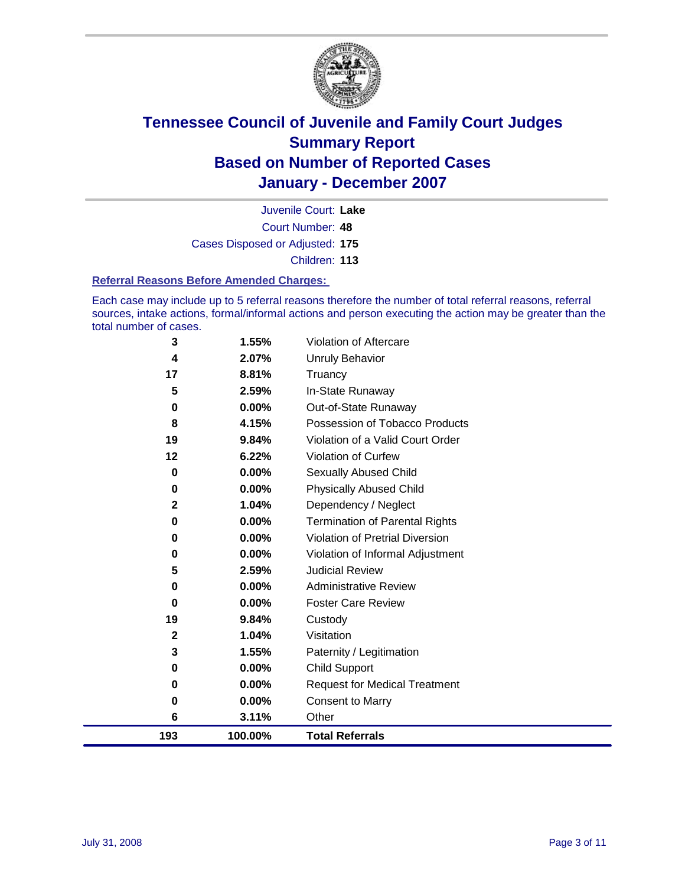# Tennessee Council of Juvenile and Family Court Judges
## Summary Report
## Based on Number of Reported Cases
## January - December 2007

Juvenile Court: **Lake**

Court Number: **48**

Cases Disposed or Adjusted: **175**

Children: **113**

### Referral Reasons Before Amended Charges:

Each case may include up to 5 referral reasons therefore the number of total referral reasons, referral sources, intake actions, formal/informal actions and person executing the action may be greater than the total number of cases.

| Count | Percent | Referral Reason |
|---|---|---|
| 3 | 1.55% | Violation of Aftercare |
| 4 | 2.07% | Unruly Behavior |
| 17 | 8.81% | Truancy |
| 5 | 2.59% | In-State Runaway |
| 0 | 0.00% | Out-of-State Runaway |
| 8 | 4.15% | Possession of Tobacco Products |
| 19 | 9.84% | Violation of a Valid Court Order |
| 12 | 6.22% | Violation of Curfew |
| 0 | 0.00% | Sexually Abused Child |
| 0 | 0.00% | Physically Abused Child |
| 2 | 1.04% | Dependency / Neglect |
| 0 | 0.00% | Termination of Parental Rights |
| 0 | 0.00% | Violation of Pretrial Diversion |
| 0 | 0.00% | Violation of Informal Adjustment |
| 5 | 2.59% | Judicial Review |
| 0 | 0.00% | Administrative Review |
| 0 | 0.00% | Foster Care Review |
| 19 | 9.84% | Custody |
| 2 | 1.04% | Visitation |
| 3 | 1.55% | Paternity / Legitimation |
| 0 | 0.00% | Child Support |
| 0 | 0.00% | Request for Medical Treatment |
| 0 | 0.00% | Consent to Marry |
| 6 | 3.11% | Other |
| **193** | **100.00%** | **Total Referrals** |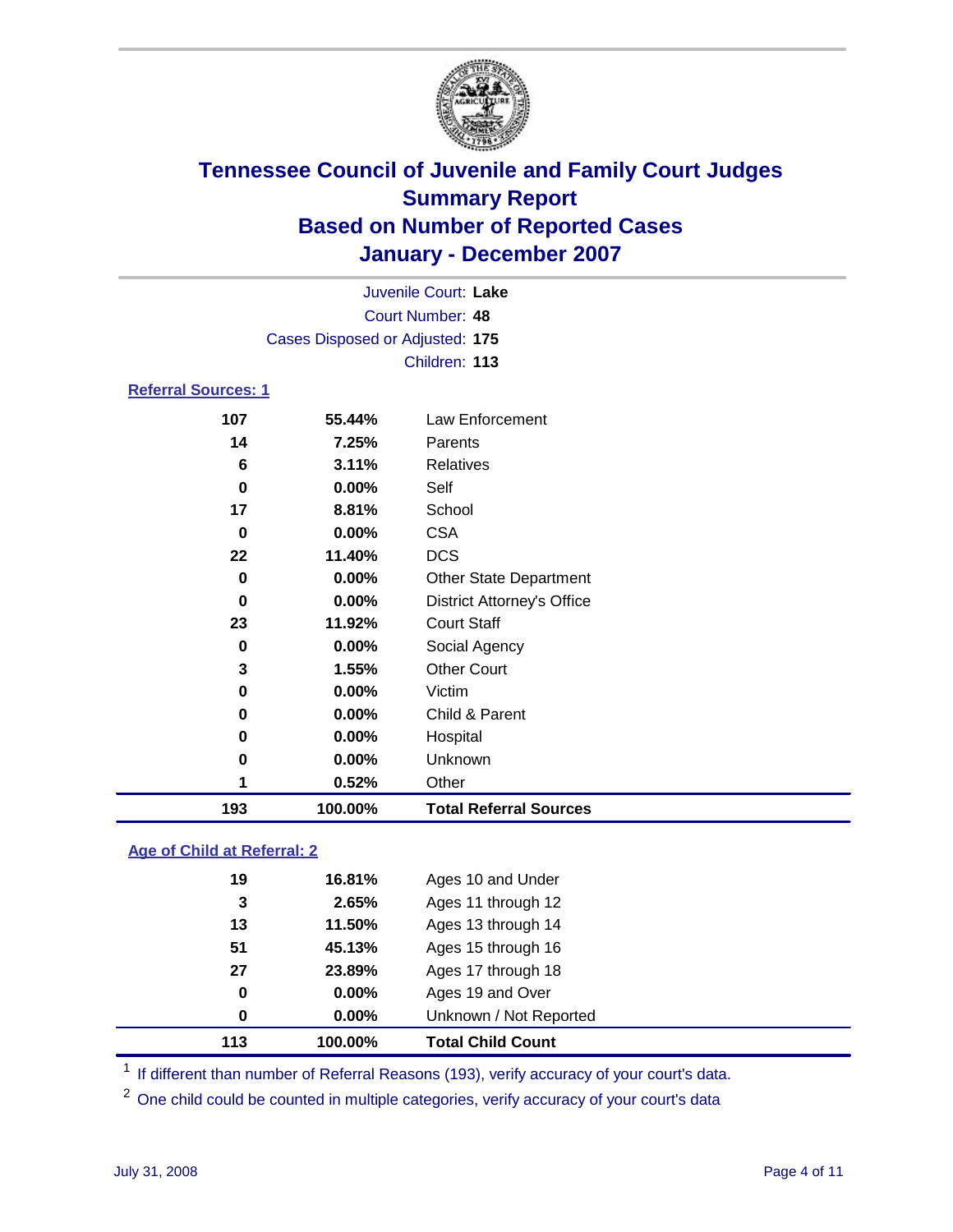# Tennessee Council of Juvenile and Family Court Judges
## Summary Report
## Based on Number of Reported Cases
## January - December 2007

Juvenile Court: **Lake**
Court Number: **48**
Cases Disposed or Adjusted: **175**
Children: **113**

### Referral Sources: 1

| Count | Percent | Source |
|---|---|---|
| 107 | 55.44% | Law Enforcement |
| 14 | 7.25% | Parents |
| 6 | 3.11% | Relatives |
| 0 | 0.00% | Self |
| 17 | 8.81% | School |
| 0 | 0.00% | CSA |
| 22 | 11.40% | DCS |
| 0 | 0.00% | Other State Department |
| 0 | 0.00% | District Attorney's Office |
| 23 | 11.92% | Court Staff |
| 0 | 0.00% | Social Agency |
| 3 | 1.55% | Other Court |
| 0 | 0.00% | Victim |
| 0 | 0.00% | Child & Parent |
| 0 | 0.00% | Hospital |
| 0 | 0.00% | Unknown |
| 1 | 0.52% | Other |
| **193** | **100.00%** | **Total Referral Sources** |

### Age of Child at Referral: 2

| Count | Percent | Age |
|---|---|---|
| 19 | 16.81% | Ages 10 and Under |
| 3 | 2.65% | Ages 11 through 12 |
| 13 | 11.50% | Ages 13 through 14 |
| 51 | 45.13% | Ages 15 through 16 |
| 27 | 23.89% | Ages 17 through 18 |
| 0 | 0.00% | Ages 19 and Over |
| 0 | 0.00% | Unknown / Not Reported |
| **113** | **100.00%** | **Total Child Count** |

[1] If different than number of Referral Reasons (193), verify accuracy of your court's data.

[2] One child could be counted in multiple categories, verify accuracy of your court's data

July 31, 2008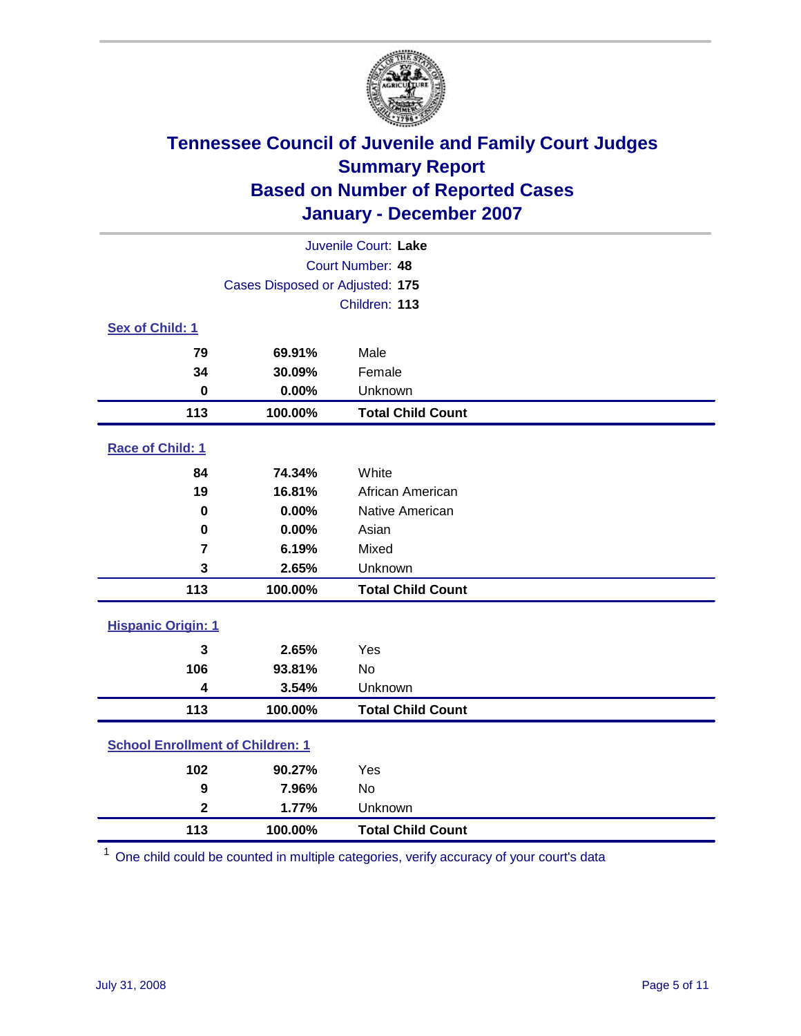# Tennessee Council of Juvenile and Family Court Judges
## Summary Report
## Based on Number of Reported Cases
## January - December 2007

Juvenile Court: **Lake**
Court Number: **48**
Cases Disposed or Adjusted: **175**
Children: **113**

### Sex of Child: 1

| | | |
|---|---|---|
| 79 | 69.91% | Male |
| 34 | 30.09% | Female |
| 0 | 0.00% | Unknown |
| **113** | **100.00%** | **Total Child Count** |

### Race of Child: 1

| | | |
|---|---|---|
| 84 | 74.34% | White |
| 19 | 16.81% | African American |
| 0 | 0.00% | Native American |
| 0 | 0.00% | Asian |
| 7 | 6.19% | Mixed |
| 3 | 2.65% | Unknown |
| **113** | **100.00%** | **Total Child Count** |

### Hispanic Origin: 1

| | | |
|---|---|---|
| 3 | 2.65% | Yes |
| 106 | 93.81% | No |
| 4 | 3.54% | Unknown |
| **113** | **100.00%** | **Total Child Count** |

### School Enrollment of Children: 1

| | | |
|---|---|---|
| 102 | 90.27% | Yes |
| 9 | 7.96% | No |
| 2 | 1.77% | Unknown |
| **113** | **100.00%** | **Total Child Count** |

[1] One child could be counted in multiple categories, verify accuracy of your court's data

July 31, 2008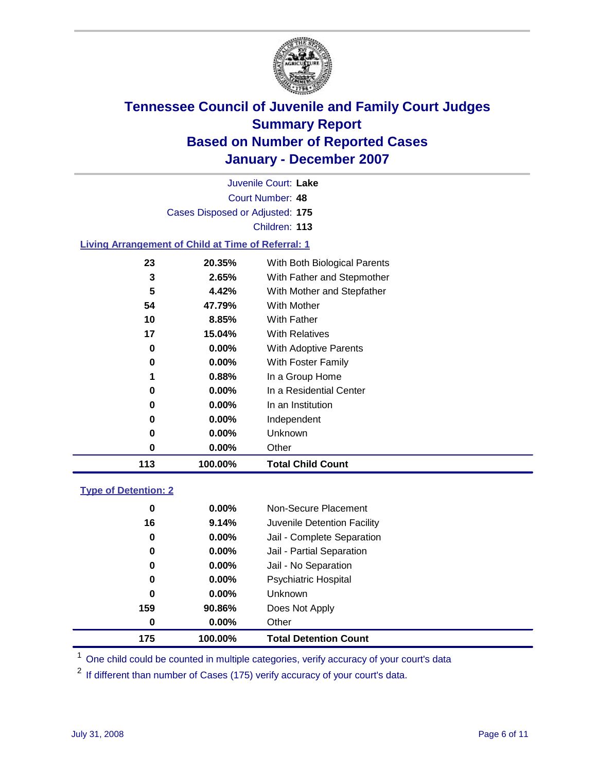# Tennessee Council of Juvenile and Family Court Judges
## Summary Report
## Based on Number of Reported Cases
## January - December 2007

Juvenile Court: **Lake**

Court Number: **48**

Cases Disposed or Adjusted: **175**

Children: **113**

### Living Arrangement of Child at Time of Referral: 1

| Count | Percent | Category |
|---|---|---|
| 23 | 20.35% | With Both Biological Parents |
| 3 | 2.65% | With Father and Stepmother |
| 5 | 4.42% | With Mother and Stepfather |
| 54 | 47.79% | With Mother |
| 10 | 8.85% | With Father |
| 17 | 15.04% | With Relatives |
| 0 | 0.00% | With Adoptive Parents |
| 0 | 0.00% | With Foster Family |
| 1 | 0.88% | In a Group Home |
| 0 | 0.00% | In a Residential Center |
| 0 | 0.00% | In an Institution |
| 0 | 0.00% | Independent |
| 0 | 0.00% | Unknown |
| 0 | 0.00% | Other |
| **113** | **100.00%** | **Total Child Count** |

### Type of Detention: 2

| Count | Percent | Category |
|---|---|---|
| 0 | 0.00% | Non-Secure Placement |
| 16 | 9.14% | Juvenile Detention Facility |
| 0 | 0.00% | Jail - Complete Separation |
| 0 | 0.00% | Jail - Partial Separation |
| 0 | 0.00% | Jail - No Separation |
| 0 | 0.00% | Psychiatric Hospital |
| 0 | 0.00% | Unknown |
| 159 | 90.86% | Does Not Apply |
| 0 | 0.00% | Other |
| **175** | **100.00%** | **Total Detention Count** |

[1] One child could be counted in multiple categories, verify accuracy of your court's data

[2] If different than number of Cases (175) verify accuracy of your court's data.

July 31, 2008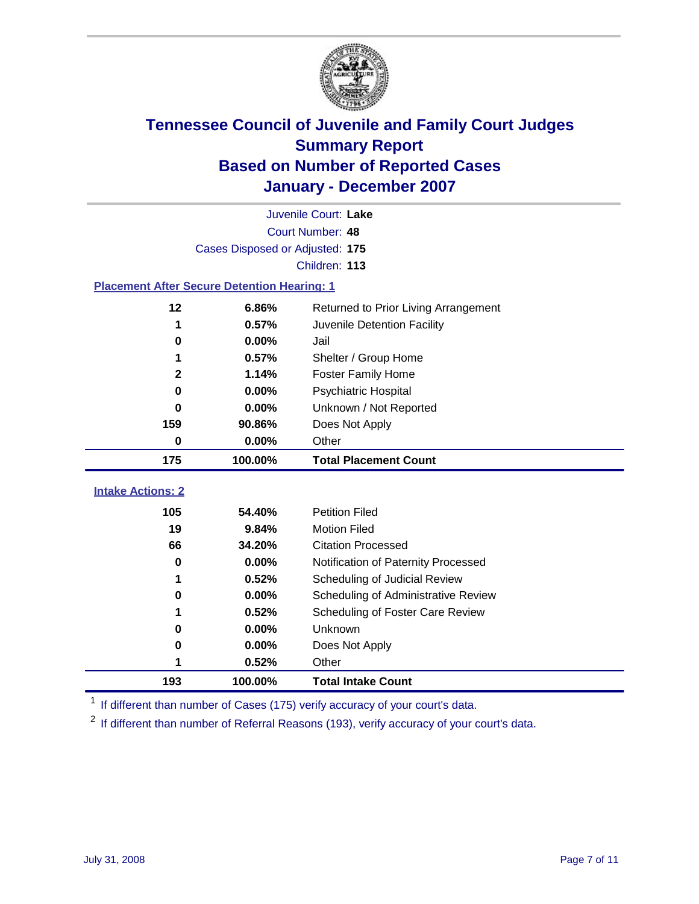# Tennessee Council of Juvenile and Family Court Judges
## Summary Report
## Based on Number of Reported Cases
## January - December 2007

Juvenile Court: **Lake**
Court Number: **48**
Cases Disposed or Adjusted: **175**
Children: **113**

### Placement After Secure Detention Hearing: 1

| | | |
|---|---|---|
| 12 | 6.86% | Returned to Prior Living Arrangement |
| 1 | 0.57% | Juvenile Detention Facility |
| 0 | 0.00% | Jail |
| 1 | 0.57% | Shelter / Group Home |
| 2 | 1.14% | Foster Family Home |
| 0 | 0.00% | Psychiatric Hospital |
| 0 | 0.00% | Unknown / Not Reported |
| 159 | 90.86% | Does Not Apply |
| 0 | 0.00% | Other |
| **175** | **100.00%** | **Total Placement Count** |

### Intake Actions: 2

| | | |
|---|---|---|
| 105 | 54.40% | Petition Filed |
| 19 | 9.84% | Motion Filed |
| 66 | 34.20% | Citation Processed |
| 0 | 0.00% | Notification of Paternity Processed |
| 1 | 0.52% | Scheduling of Judicial Review |
| 0 | 0.00% | Scheduling of Administrative Review |
| 1 | 0.52% | Scheduling of Foster Care Review |
| 0 | 0.00% | Unknown |
| 0 | 0.00% | Does Not Apply |
| 1 | 0.52% | Other |
| **193** | **100.00%** | **Total Intake Count** |

[1] If different than number of Cases (175) verify accuracy of your court's data.

[2] If different than number of Referral Reasons (193), verify accuracy of your court's data.

July 31, 2008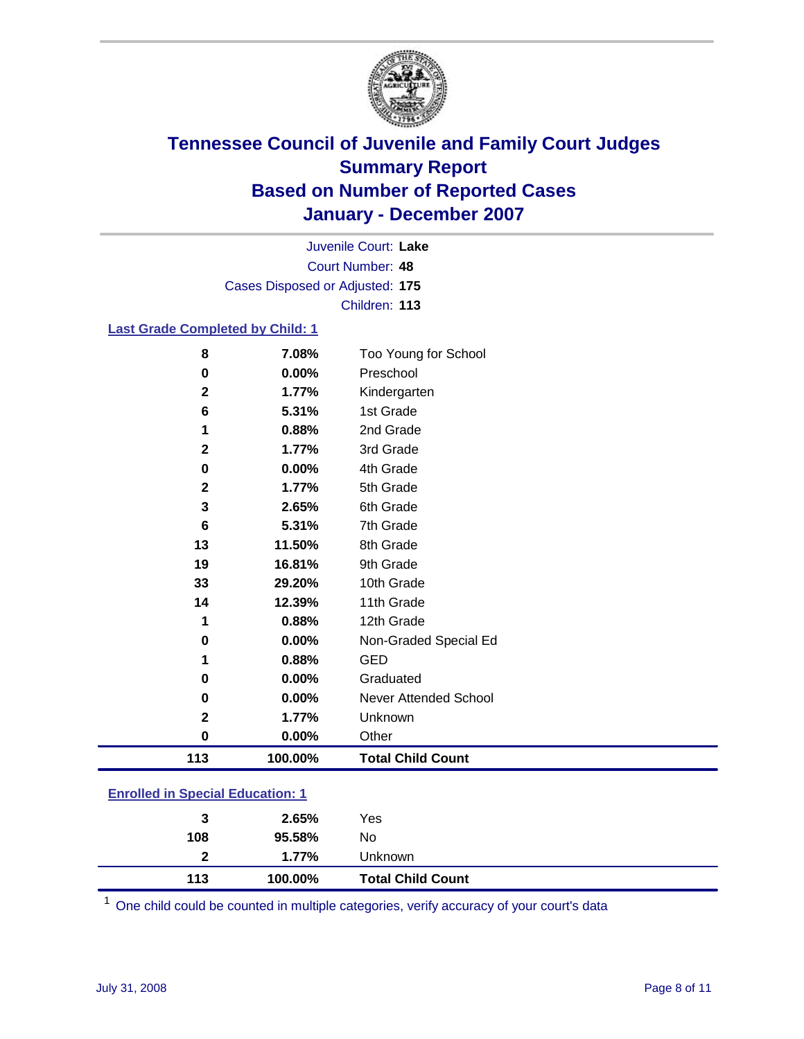# Tennessee Council of Juvenile and Family Court Judges
## Summary Report
## Based on Number of Reported Cases
## January - December 2007

Juvenile Court: **Lake**
Court Number: **48**
Cases Disposed or Adjusted: **175**
Children: **113**

### Last Grade Completed by Child: 1

| Count | Percent | Category |
|---|---|---|
| 8 | 7.08% | Too Young for School |
| 0 | 0.00% | Preschool |
| 2 | 1.77% | Kindergarten |
| 6 | 5.31% | 1st Grade |
| 1 | 0.88% | 2nd Grade |
| 2 | 1.77% | 3rd Grade |
| 0 | 0.00% | 4th Grade |
| 2 | 1.77% | 5th Grade |
| 3 | 2.65% | 6th Grade |
| 6 | 5.31% | 7th Grade |
| 13 | 11.50% | 8th Grade |
| 19 | 16.81% | 9th Grade |
| 33 | 29.20% | 10th Grade |
| 14 | 12.39% | 11th Grade |
| 1 | 0.88% | 12th Grade |
| 0 | 0.00% | Non-Graded Special Ed |
| 1 | 0.88% | GED |
| 0 | 0.00% | Graduated |
| 0 | 0.00% | Never Attended School |
| 2 | 1.77% | Unknown |
| 0 | 0.00% | Other |
| **113** | **100.00%** | **Total Child Count** |

### Enrolled in Special Education: 1

| Count | Percent | Category |
|---|---|---|
| 3 | 2.65% | Yes |
| 108 | 95.58% | No |
| 2 | 1.77% | Unknown |
| **113** | **100.00%** | **Total Child Count** |

[1] One child could be counted in multiple categories, verify accuracy of your court's data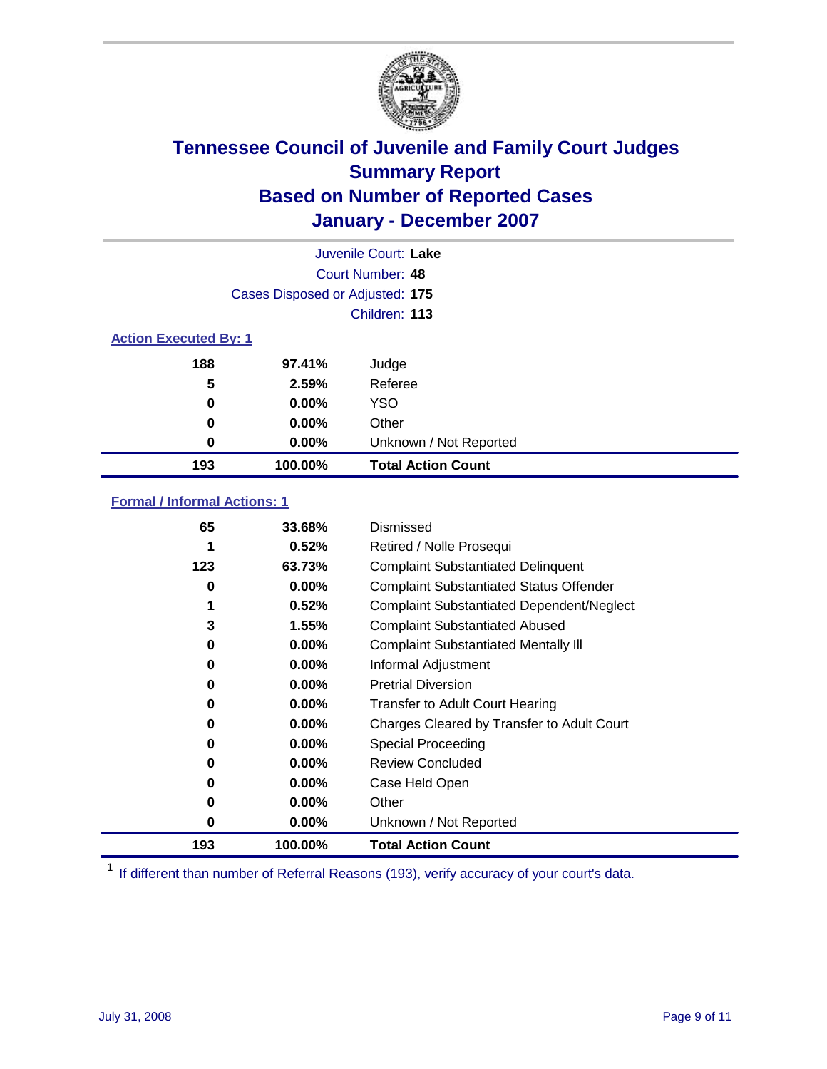# Tennessee Council of Juvenile and Family Court Judges
## Summary Report
## Based on Number of Reported Cases
## January - December 2007

Juvenile Court: **Lake**

Court Number: **48**

Cases Disposed or Adjusted: **175**

Children: **113**

### Action Executed By: 1

| Count | Percent | Action |
|---|---|---|
| 188 | 97.41% | Judge |
| 5 | 2.59% | Referee |
| 0 | 0.00% | YSO |
| 0 | 0.00% | Other |
| 0 | 0.00% | Unknown / Not Reported |
| **193** | **100.00%** | **Total Action Count** |

### Formal / Informal Actions: 1

| Count | Percent | Action |
|---|---|---|
| 65 | 33.68% | Dismissed |
| 1 | 0.52% | Retired / Nolle Prosequi |
| 123 | 63.73% | Complaint Substantiated Delinquent |
| 0 | 0.00% | Complaint Substantiated Status Offender |
| 1 | 0.52% | Complaint Substantiated Dependent/Neglect |
| 3 | 1.55% | Complaint Substantiated Abused |
| 0 | 0.00% | Complaint Substantiated Mentally Ill |
| 0 | 0.00% | Informal Adjustment |
| 0 | 0.00% | Pretrial Diversion |
| 0 | 0.00% | Transfer to Adult Court Hearing |
| 0 | 0.00% | Charges Cleared by Transfer to Adult Court |
| 0 | 0.00% | Special Proceeding |
| 0 | 0.00% | Review Concluded |
| 0 | 0.00% | Case Held Open |
| 0 | 0.00% | Other |
| 0 | 0.00% | Unknown / Not Reported |
| **193** | **100.00%** | **Total Action Count** |

[1] If different than number of Referral Reasons (193), verify accuracy of your court's data.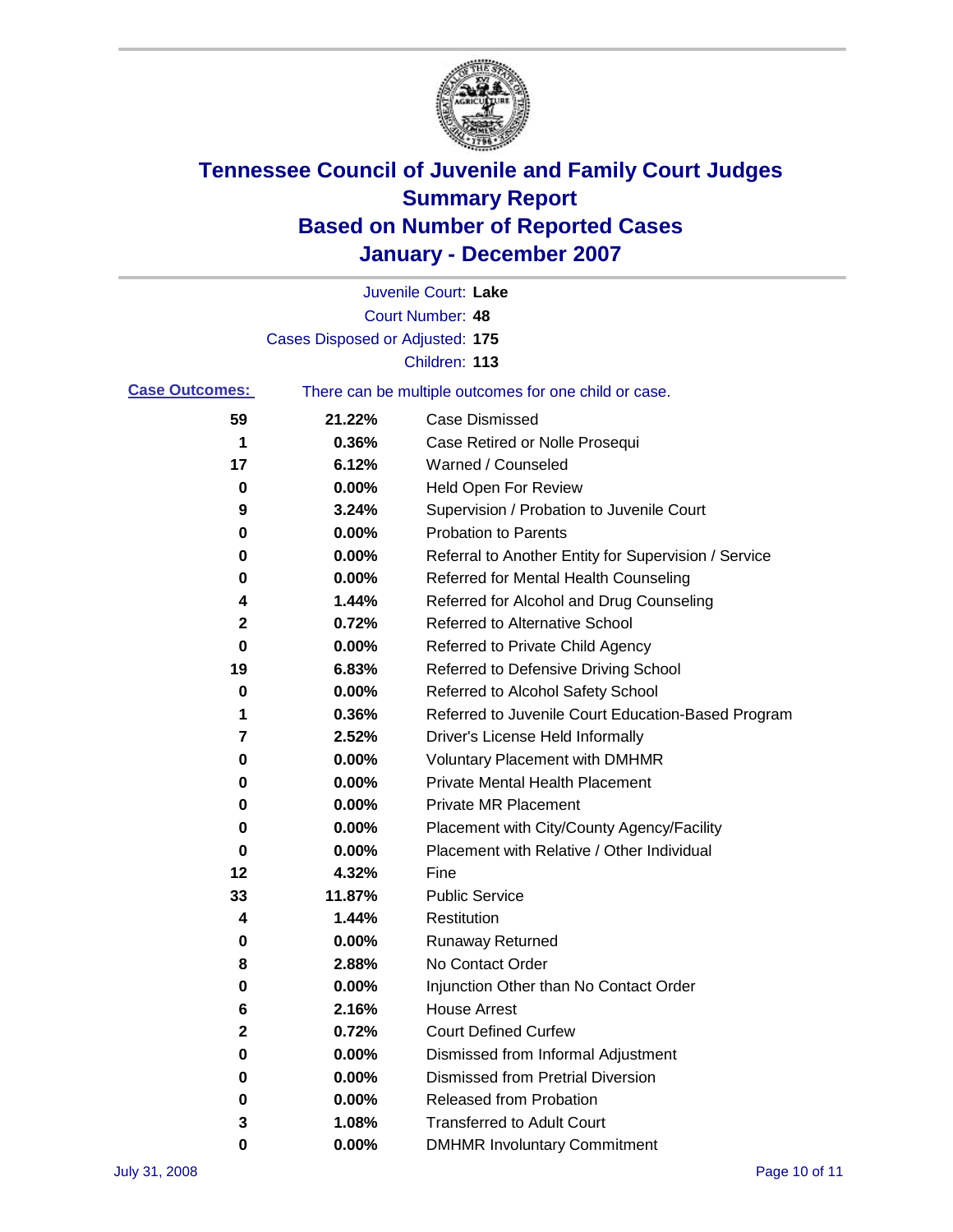# Tennessee Council of Juvenile and Family Court Judges
## Summary Report
## Based on Number of Reported Cases
## January - December 2007

Juvenile Court: **Lake**
Court Number: **48**
Cases Disposed or Adjusted: **175**
Children: **113**

**Case Outcomes:** There can be multiple outcomes for one child or case.

| Count | Percent | Outcome |
|---|---|---|
| 59 | 21.22% | Case Dismissed |
| 1 | 0.36% | Case Retired or Nolle Prosequi |
| 17 | 6.12% | Warned / Counseled |
| 0 | 0.00% | Held Open For Review |
| 9 | 3.24% | Supervision / Probation to Juvenile Court |
| 0 | 0.00% | Probation to Parents |
| 0 | 0.00% | Referral to Another Entity for Supervision / Service |
| 0 | 0.00% | Referred for Mental Health Counseling |
| 4 | 1.44% | Referred for Alcohol and Drug Counseling |
| 2 | 0.72% | Referred to Alternative School |
| 0 | 0.00% | Referred to Private Child Agency |
| 19 | 6.83% | Referred to Defensive Driving School |
| 0 | 0.00% | Referred to Alcohol Safety School |
| 1 | 0.36% | Referred to Juvenile Court Education-Based Program |
| 7 | 2.52% | Driver's License Held Informally |
| 0 | 0.00% | Voluntary Placement with DMHMR |
| 0 | 0.00% | Private Mental Health Placement |
| 0 | 0.00% | Private MR Placement |
| 0 | 0.00% | Placement with City/County Agency/Facility |
| 0 | 0.00% | Placement with Relative / Other Individual |
| 12 | 4.32% | Fine |
| 33 | 11.87% | Public Service |
| 4 | 1.44% | Restitution |
| 0 | 0.00% | Runaway Returned |
| 8 | 2.88% | No Contact Order |
| 0 | 0.00% | Injunction Other than No Contact Order |
| 6 | 2.16% | House Arrest |
| 2 | 0.72% | Court Defined Curfew |
| 0 | 0.00% | Dismissed from Informal Adjustment |
| 0 | 0.00% | Dismissed from Pretrial Diversion |
| 0 | 0.00% | Released from Probation |
| 3 | 1.08% | Transferred to Adult Court |
| 0 | 0.00% | DMHMR Involuntary Commitment |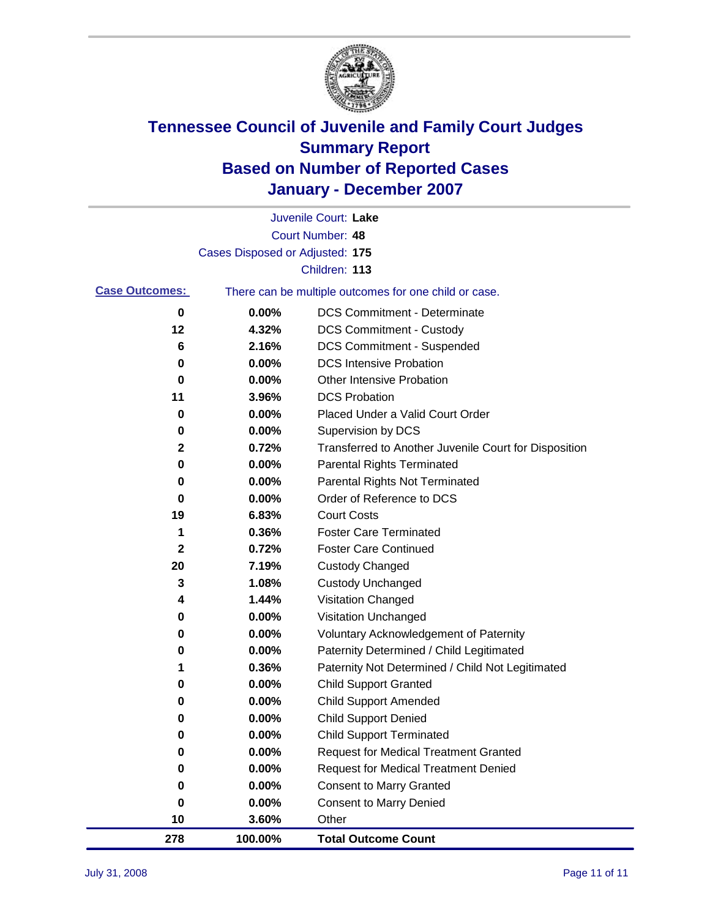# Tennessee Council of Juvenile and Family Court Judges
## Summary Report
## Based on Number of Reported Cases
## January - December 2007

Juvenile Court: **Lake**

Court Number: **48**

Cases Disposed or Adjusted: **175**

Children: **113**

**Case Outcomes:** There can be multiple outcomes for one child or case.

| | | |
|---|---|---|
| 0 | 0.00% | DCS Commitment - Determinate |
| 12 | 4.32% | DCS Commitment - Custody |
| 6 | 2.16% | DCS Commitment - Suspended |
| 0 | 0.00% | DCS Intensive Probation |
| 0 | 0.00% | Other Intensive Probation |
| 11 | 3.96% | DCS Probation |
| 0 | 0.00% | Placed Under a Valid Court Order |
| 0 | 0.00% | Supervision by DCS |
| 2 | 0.72% | Transferred to Another Juvenile Court for Disposition |
| 0 | 0.00% | Parental Rights Terminated |
| 0 | 0.00% | Parental Rights Not Terminated |
| 0 | 0.00% | Order of Reference to DCS |
| 19 | 6.83% | Court Costs |
| 1 | 0.36% | Foster Care Terminated |
| 2 | 0.72% | Foster Care Continued |
| 20 | 7.19% | Custody Changed |
| 3 | 1.08% | Custody Unchanged |
| 4 | 1.44% | Visitation Changed |
| 0 | 0.00% | Visitation Unchanged |
| 0 | 0.00% | Voluntary Acknowledgement of Paternity |
| 0 | 0.00% | Paternity Determined / Child Legitimated |
| 1 | 0.36% | Paternity Not Determined / Child Not Legitimated |
| 0 | 0.00% | Child Support Granted |
| 0 | 0.00% | Child Support Amended |
| 0 | 0.00% | Child Support Denied |
| 0 | 0.00% | Child Support Terminated |
| 0 | 0.00% | Request for Medical Treatment Granted |
| 0 | 0.00% | Request for Medical Treatment Denied |
| 0 | 0.00% | Consent to Marry Granted |
| 0 | 0.00% | Consent to Marry Denied |
| 10 | 3.60% | Other |
| **278** | **100.00%** | **Total Outcome Count** |